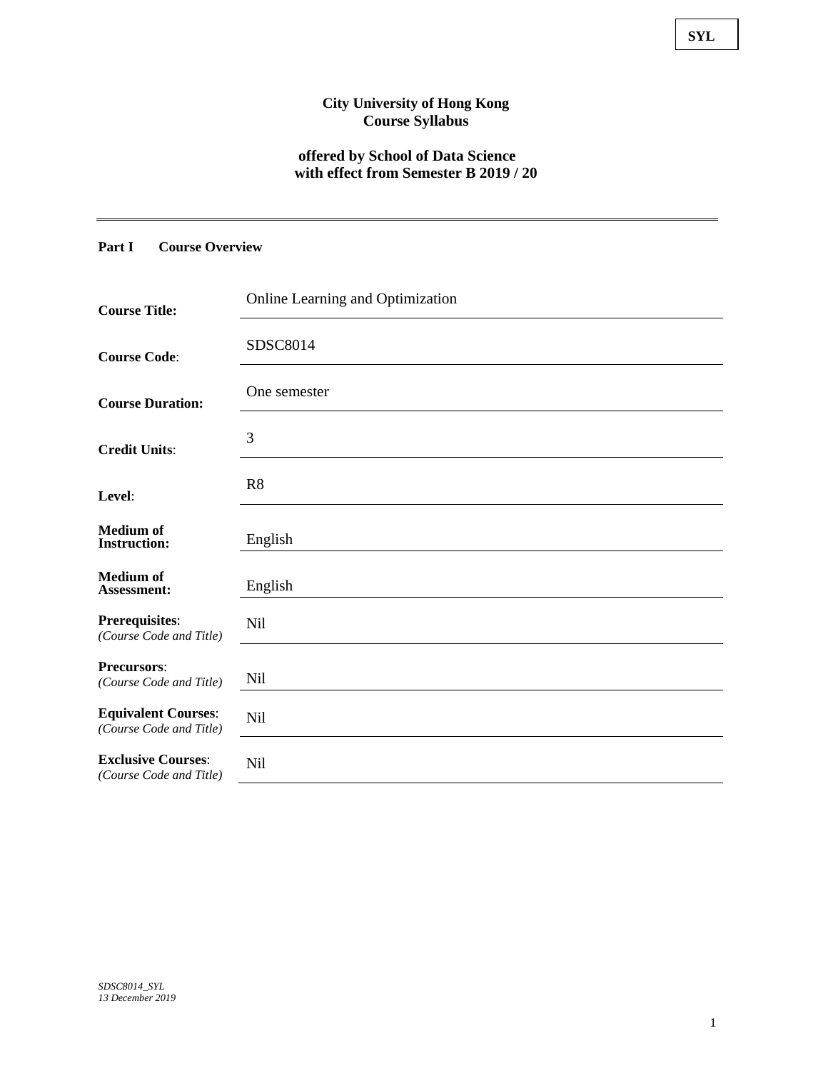SYL

**City University of Hong Kong**
**Course Syllabus**

**offered by School of Data Science**
**with effect from Semester B 2019 / 20**

---

**Part I Course Overview**

| | |
|---|---|
| **Course Title:** | Online Learning and Optimization |
| **Course Code**: | SDSC8014 |
| **Course Duration:** | One semester |
| **Credit Units**: | 3 |
| **Level**: | R8 |
| **Medium of Instruction:** | English |
| **Medium of Assessment:** | English |
| **Prerequisites**: *(Course Code and Title)* | Nil |
| **Precursors**: *(Course Code and Title)* | Nil |
| **Equivalent Courses**: *(Course Code and Title)* | Nil |
| **Exclusive Courses**: *(Course Code and Title)* | Nil |

*SDSC8014_SYL*
*13 December 2019*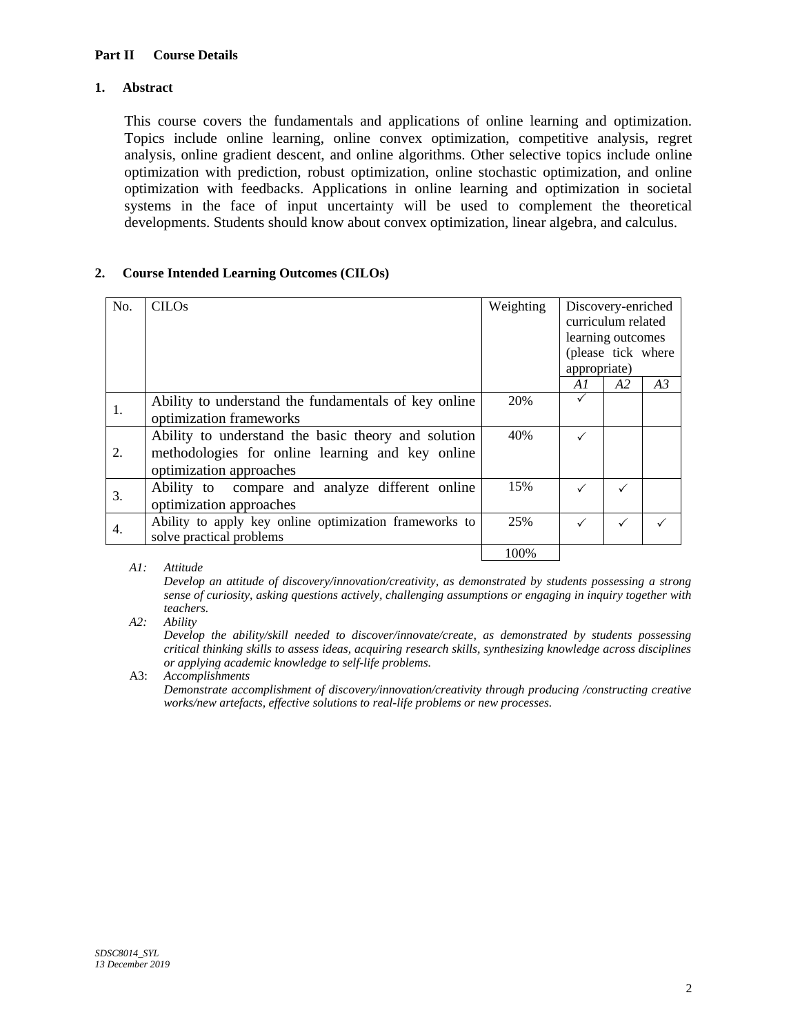**Part II Course Details**

**1. Abstract**

This course covers the fundamentals and applications of online learning and optimization. Topics include online learning, online convex optimization, competitive analysis, regret analysis, online gradient descent, and online algorithms. Other selective topics include online optimization with prediction, robust optimization, online stochastic optimization, and online optimization with feedbacks. Applications in online learning and optimization in societal systems in the face of input uncertainty will be used to complement the theoretical developments. Students should know about convex optimization, linear algebra, and calculus.

**2. Course Intended Learning Outcomes (CILOs)**

| No. | CILOs | Weighting | Discovery-enriched curriculum related learning outcomes (please tick where appropriate) | | |
|---|---|---|---|---|---|
| | | | *A1* | *A2* | *A3* |
| 1. | Ability to understand the fundamentals of key online optimization frameworks | 20% | ✓ | | |
| 2. | Ability to understand the basic theory and solution methodologies for online learning and key online optimization approaches | 40% | ✓ | | |
| 3. | Ability to compare and analyze different online optimization approaches | 15% | ✓ | ✓ | |
| 4. | Ability to apply key online optimization frameworks to solve practical problems | 25% | ✓ | ✓ | ✓ |
| | | 100% | | | |

*A1:* *Attitude*
*Develop an attitude of discovery/innovation/creativity, as demonstrated by students possessing a strong sense of curiosity, asking questions actively, challenging assumptions or engaging in inquiry together with teachers.*

*A2:* *Ability*
*Develop the ability/skill needed to discover/innovate/create, as demonstrated by students possessing critical thinking skills to assess ideas, acquiring research skills, synthesizing knowledge across disciplines or applying academic knowledge to self-life problems.*

A3: *Accomplishments*
*Demonstrate accomplishment of discovery/innovation/creativity through producing /constructing creative works/new artefacts, effective solutions to real-life problems or new processes.*

*SDSC8014_SYL*
*13 December 2019*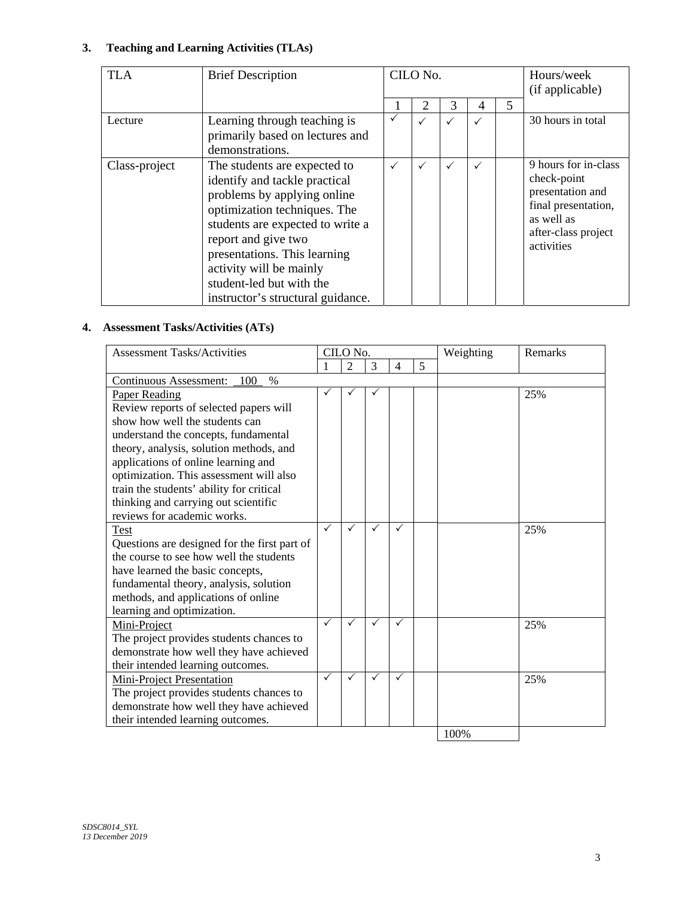## 3. Teaching and Learning Activities (TLAs)

| TLA | Brief Description | CILO No. | | | | | Hours/week (if applicable) |
|---|---|---|---|---|---|---|---|
| | | 1 | 2 | 3 | 4 | 5 | |
| Lecture | Learning through teaching is primarily based on lectures and demonstrations. | ✓ | ✓ | ✓ | ✓ | | 30 hours in total |
| Class-project | The students are expected to identify and tackle practical problems by applying online optimization techniques. The students are expected to write a report and give two presentations. This learning activity will be mainly student-led but with the instructor's structural guidance. | ✓ | ✓ | ✓ | ✓ | | 9 hours for in-class check-point presentation and final presentation, as well as after-class project activities |

## 4. Assessment Tasks/Activities (ATs)

| Assessment Tasks/Activities | CILO No. | | | | | Weighting | Remarks |
|---|---|---|---|---|---|---|---|
| | 1 | 2 | 3 | 4 | 5 | | |
| Continuous Assessment: 100 % | | | | | | | |
| Paper Reading<br>Review reports of selected papers will show how well the students can understand the concepts, fundamental theory, analysis, solution methods, and applications of online learning and optimization. This assessment will also train the students' ability for critical thinking and carrying out scientific reviews for academic works. | ✓ | ✓ | ✓ | | | | 25% |
| Test<br>Questions are designed for the first part of the course to see how well the students have learned the basic concepts, fundamental theory, analysis, solution methods, and applications of online learning and optimization. | ✓ | ✓ | ✓ | ✓ | | | 25% |
| Mini-Project<br>The project provides students chances to demonstrate how well they have achieved their intended learning outcomes. | ✓ | ✓ | ✓ | ✓ | | | 25% |
| Mini-Project Presentation<br>The project provides students chances to demonstrate how well they have achieved their intended learning outcomes. | ✓ | ✓ | ✓ | ✓ | | | 25% |
| | | | | | | 100% | |

*SDSC8014_SYL*
*13 December 2019*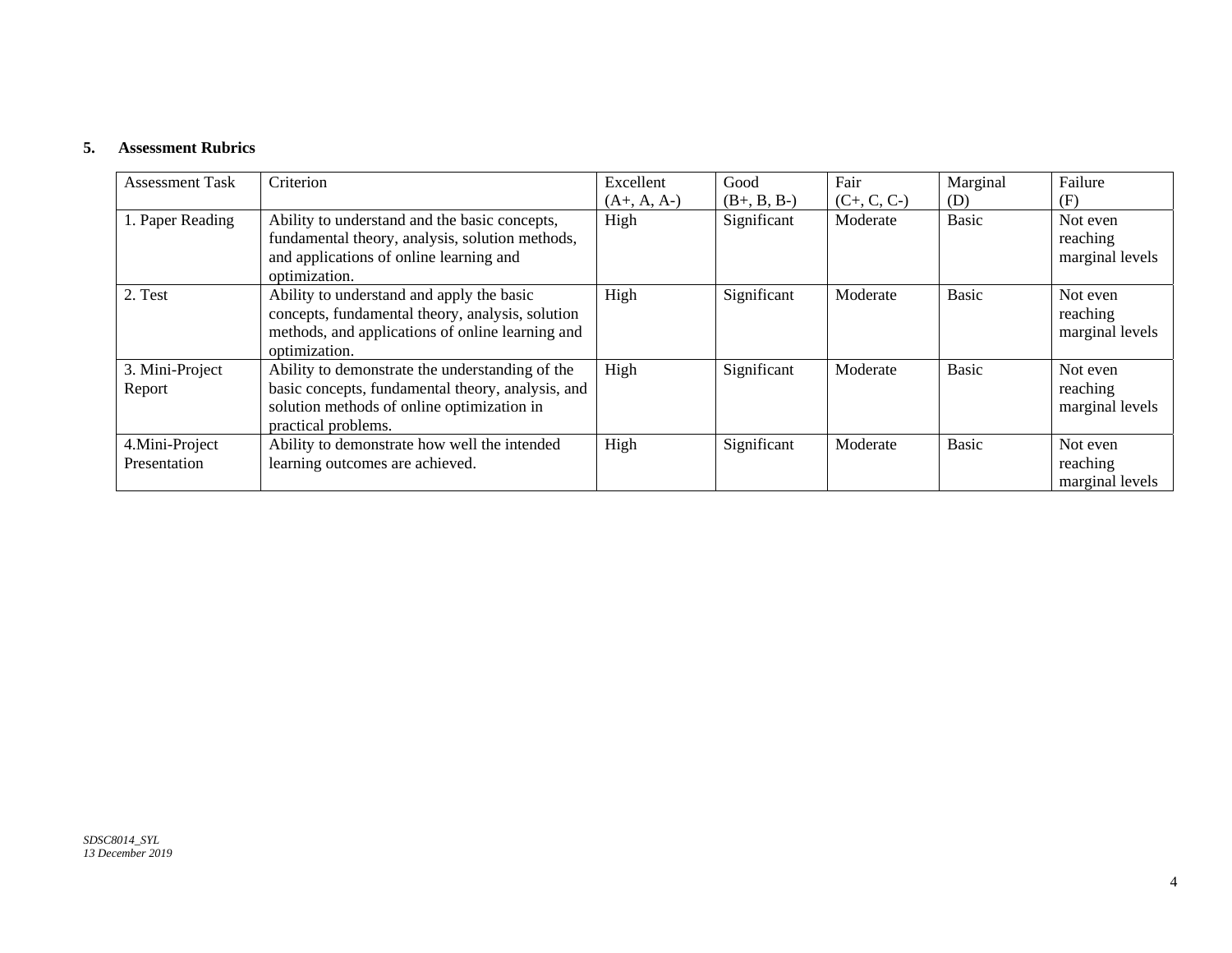## 5. Assessment Rubrics

| Assessment Task | Criterion | Excellent (A+, A, A-) | Good (B+, B, B-) | Fair (C+, C, C-) | Marginal (D) | Failure (F) |
|---|---|---|---|---|---|---|
| 1. Paper Reading | Ability to understand and the basic concepts, fundamental theory, analysis, solution methods, and applications of online learning and optimization. | High | Significant | Moderate | Basic | Not even reaching marginal levels |
| 2. Test | Ability to understand and apply the basic concepts, fundamental theory, analysis, solution methods, and applications of online learning and optimization. | High | Significant | Moderate | Basic | Not even reaching marginal levels |
| 3. Mini-Project Report | Ability to demonstrate the understanding of the basic concepts, fundamental theory, analysis, and solution methods of online optimization in practical problems. | High | Significant | Moderate | Basic | Not even reaching marginal levels |
| 4.Mini-Project Presentation | Ability to demonstrate how well the intended learning outcomes are achieved. | High | Significant | Moderate | Basic | Not even reaching marginal levels |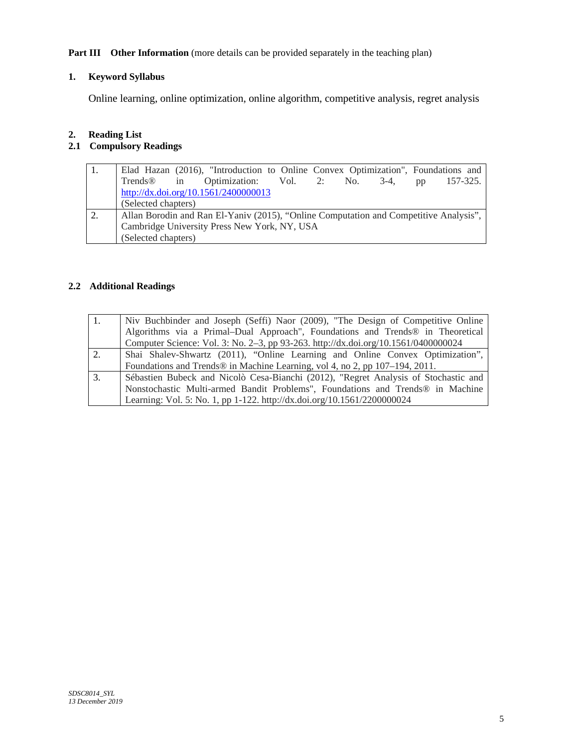**Part III Other Information** (more details can be provided separately in the teaching plan)

**1. Keyword Syllabus**

Online learning, online optimization, online algorithm, competitive analysis, regret analysis

**2. Reading List**

**2.1 Compulsory Readings**

| | |
|---|---|
| 1. | Elad Hazan (2016), "Introduction to Online Convex Optimization", Foundations and Trends® in Optimization: Vol. 2: No. 3-4, pp 157-325. http://dx.doi.org/10.1561/2400000013 (Selected chapters) |
| 2. | Allan Borodin and Ran El-Yaniv (2015), "Online Computation and Competitive Analysis", Cambridge University Press New York, NY, USA (Selected chapters) |

**2.2 Additional Readings**

| | |
|---|---|
| 1. | Niv Buchbinder and Joseph (Seffi) Naor (2009), "The Design of Competitive Online Algorithms via a Primal–Dual Approach", Foundations and Trends® in Theoretical Computer Science: Vol. 3: No. 2–3, pp 93-263. http://dx.doi.org/10.1561/0400000024 |
| 2. | Shai Shalev-Shwartz (2011), "Online Learning and Online Convex Optimization", Foundations and Trends® in Machine Learning, vol 4, no 2, pp 107–194, 2011. |
| 3. | Sébastien Bubeck and Nicolò Cesa-Bianchi (2012), "Regret Analysis of Stochastic and Nonstochastic Multi-armed Bandit Problems", Foundations and Trends® in Machine Learning: Vol. 5: No. 1, pp 1-122. http://dx.doi.org/10.1561/2200000024 |